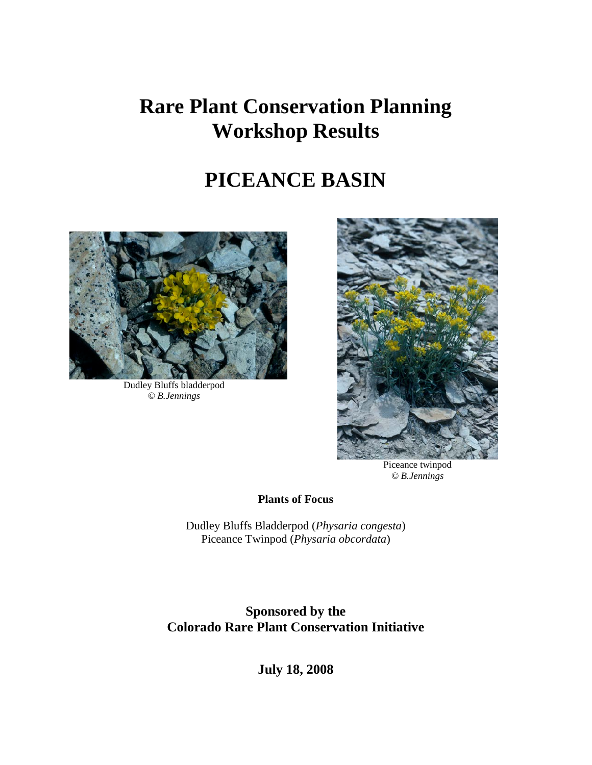# Rare Plant Conservation Planning Workshop Results

# PICEANCE BASIN

Dudley Bluffs bladderpod
*© B.Jennings*

Piceance twinpod
*© B.Jennings*

**Plants of Focus**

Dudley Bluffs Bladderpod (*Physaria congesta*)
Piceance Twinpod (*Physaria obcordata*)

**Sponsored by the**
**Colorado Rare Plant Conservation Initiative**

**July 18, 2008**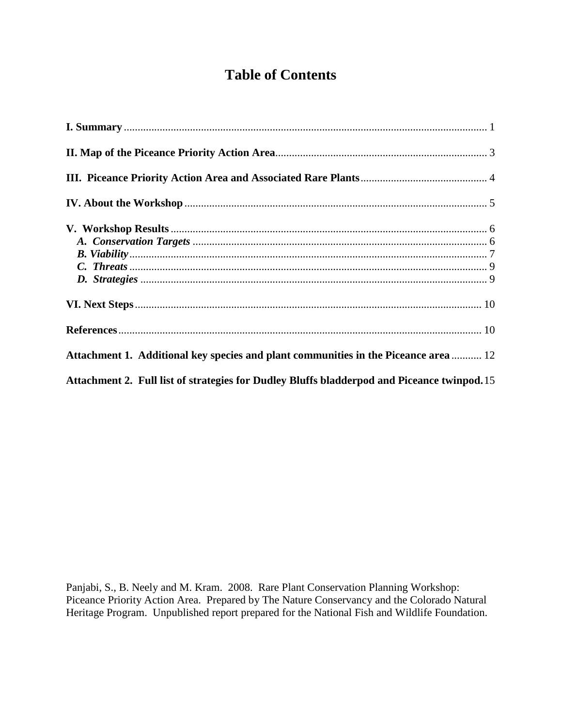# Table of Contents

**I. Summary** ..... 1

**II. Map of the Piceance Priority Action Area** ..... 3

**III. Piceance Priority Action Area and Associated Rare Plants** ..... 4

**IV. About the Workshop** ..... 5

**V. Workshop Results** ..... 6
- ***A. Conservation Targets*** ..... 6
- ***B. Viability*** ..... 7
- ***C. Threats*** ..... 9
- ***D. Strategies*** ..... 9

**VI. Next Steps** ..... 10

**References** ..... 10

**Attachment 1. Additional key species and plant communities in the Piceance area** ..... 12

**Attachment 2. Full list of strategies for Dudley Bluffs bladderpod and Piceance twinpod.** 15

Panjabi, S., B. Neely and M. Kram. 2008. Rare Plant Conservation Planning Workshop: Piceance Priority Action Area. Prepared by The Nature Conservancy and the Colorado Natural Heritage Program. Unpublished report prepared for the National Fish and Wildlife Foundation.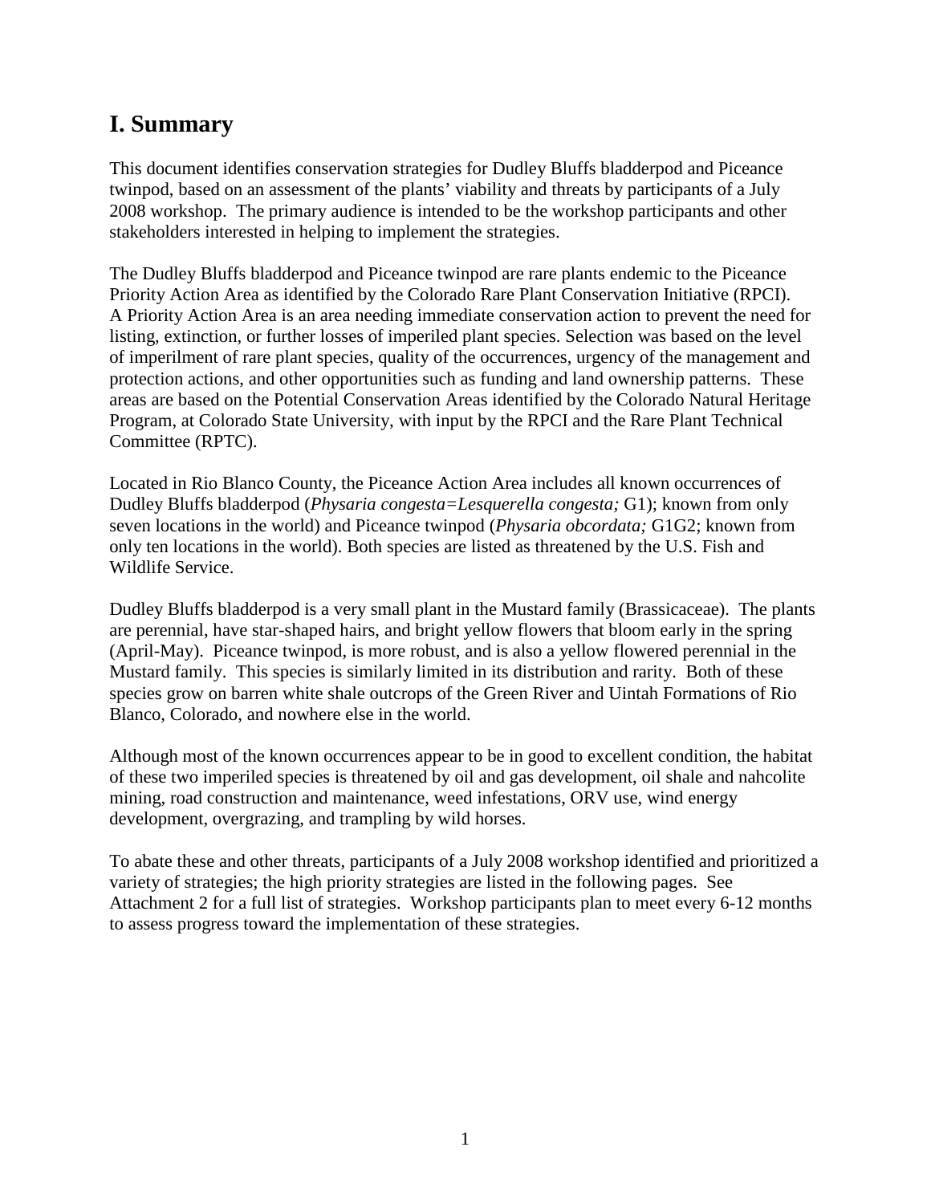# I. Summary

This document identifies conservation strategies for Dudley Bluffs bladderpod and Piceance twinpod, based on an assessment of the plants' viability and threats by participants of a July 2008 workshop. The primary audience is intended to be the workshop participants and other stakeholders interested in helping to implement the strategies.

The Dudley Bluffs bladderpod and Piceance twinpod are rare plants endemic to the Piceance Priority Action Area as identified by the Colorado Rare Plant Conservation Initiative (RPCI). A Priority Action Area is an area needing immediate conservation action to prevent the need for listing, extinction, or further losses of imperiled plant species. Selection was based on the level of imperilment of rare plant species, quality of the occurrences, urgency of the management and protection actions, and other opportunities such as funding and land ownership patterns. These areas are based on the Potential Conservation Areas identified by the Colorado Natural Heritage Program, at Colorado State University, with input by the RPCI and the Rare Plant Technical Committee (RPTC).

Located in Rio Blanco County, the Piceance Action Area includes all known occurrences of Dudley Bluffs bladderpod (*Physaria congesta=Lesquerella congesta;* G1); known from only seven locations in the world) and Piceance twinpod (*Physaria obcordata;* G1G2; known from only ten locations in the world). Both species are listed as threatened by the U.S. Fish and Wildlife Service.

Dudley Bluffs bladderpod is a very small plant in the Mustard family (Brassicaceae). The plants are perennial, have star-shaped hairs, and bright yellow flowers that bloom early in the spring (April-May). Piceance twinpod, is more robust, and is also a yellow flowered perennial in the Mustard family. This species is similarly limited in its distribution and rarity. Both of these species grow on barren white shale outcrops of the Green River and Uintah Formations of Rio Blanco, Colorado, and nowhere else in the world.

Although most of the known occurrences appear to be in good to excellent condition, the habitat of these two imperiled species is threatened by oil and gas development, oil shale and nahcolite mining, road construction and maintenance, weed infestations, ORV use, wind energy development, overgrazing, and trampling by wild horses.

To abate these and other threats, participants of a July 2008 workshop identified and prioritized a variety of strategies; the high priority strategies are listed in the following pages. See Attachment 2 for a full list of strategies. Workshop participants plan to meet every 6-12 months to assess progress toward the implementation of these strategies.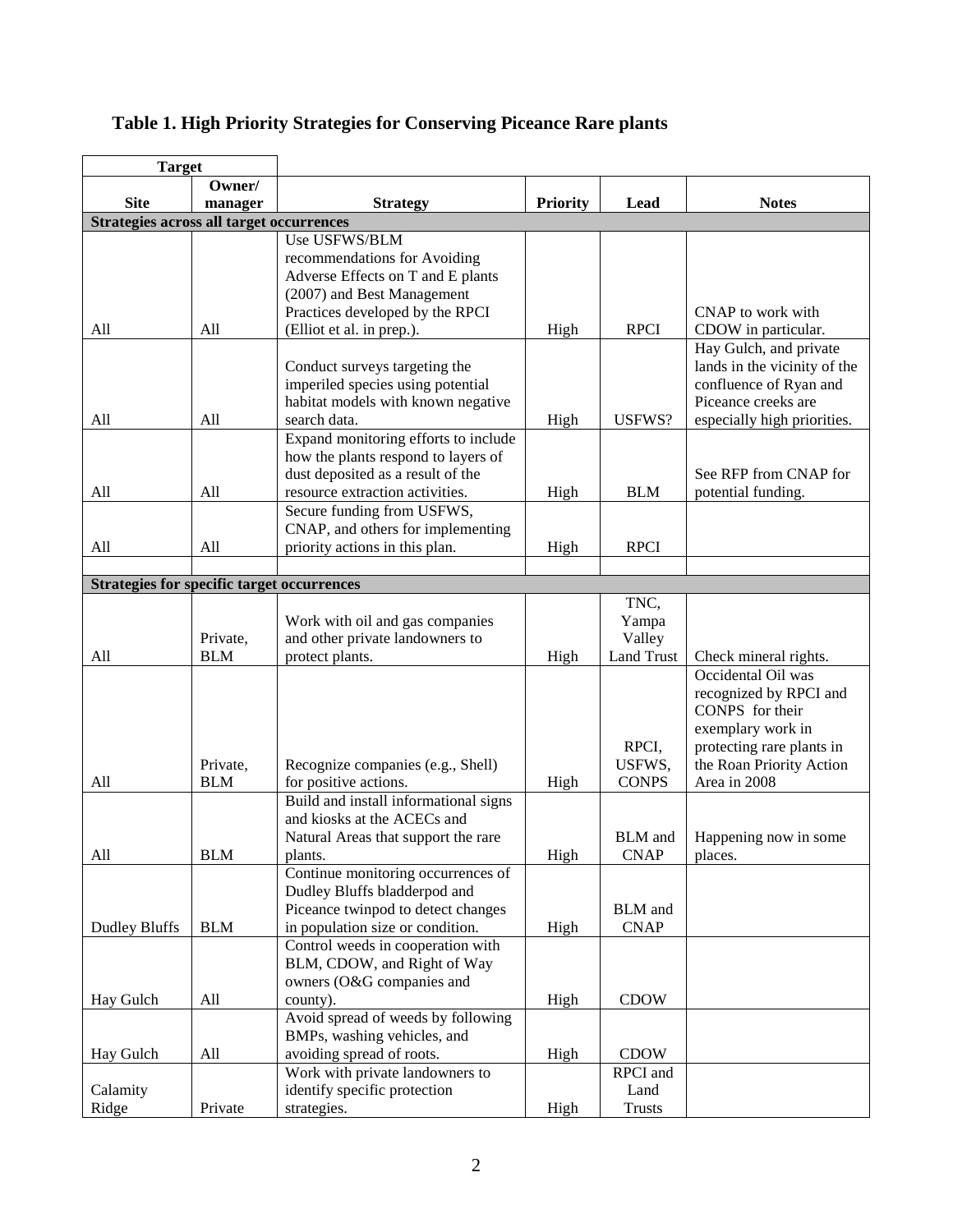## Table 1. High Priority Strategies for Conserving Piceance Rare plants

| Target | | | | | |
|---|---|---|---|---|---|
| **Site** | **Owner/ manager** | **Strategy** | **Priority** | **Lead** | **Notes** |
| **Strategies across all target occurrences** | | | | | |
| All | All | Use USFWS/BLM recommendations for Avoiding Adverse Effects on T and E plants (2007) and Best Management Practices developed by the RPCI (Elliot et al. in prep.). | High | RPCI | CNAP to work with CDOW in particular. |
| All | All | Conduct surveys targeting the imperiled species using potential habitat models with known negative search data. | High | USFWS? | Hay Gulch, and private lands in the vicinity of the confluence of Ryan and Piceance creeks are especially high priorities. |
| All | All | Expand monitoring efforts to include how the plants respond to layers of dust deposited as a result of the resource extraction activities. | High | BLM | See RFP from CNAP for potential funding. |
| All | All | Secure funding from USFWS, CNAP, and others for implementing priority actions in this plan. | High | RPCI | |
| | | | | | |
| **Strategies for specific target occurrences** | | | | | |
| All | Private, BLM | Work with oil and gas companies and other private landowners to protect plants. | High | TNC, Yampa Valley Land Trust | Check mineral rights. |
| All | Private, BLM | Recognize companies (e.g., Shell) for positive actions. | High | RPCI, USFWS, CONPS | Occidental Oil was recognized by RPCI and CONPS for their exemplary work in protecting rare plants in the Roan Priority Action Area in 2008 |
| All | BLM | Build and install informational signs and kiosks at the ACECs and Natural Areas that support the rare plants. | High | BLM and CNAP | Happening now in some places. |
| Dudley Bluffs | BLM | Continue monitoring occurrences of Dudley Bluffs bladderpod and Piceance twinpod to detect changes in population size or condition. | High | BLM and CNAP | |
| Hay Gulch | All | Control weeds in cooperation with BLM, CDOW, and Right of Way owners (O&G companies and county). | High | CDOW | |
| Hay Gulch | All | Avoid spread of weeds by following BMPs, washing vehicles, and avoiding spread of roots. | High | CDOW | |
| Calamity Ridge | Private | Work with private landowners to identify specific protection strategies. | High | RPCI and Land Trusts | |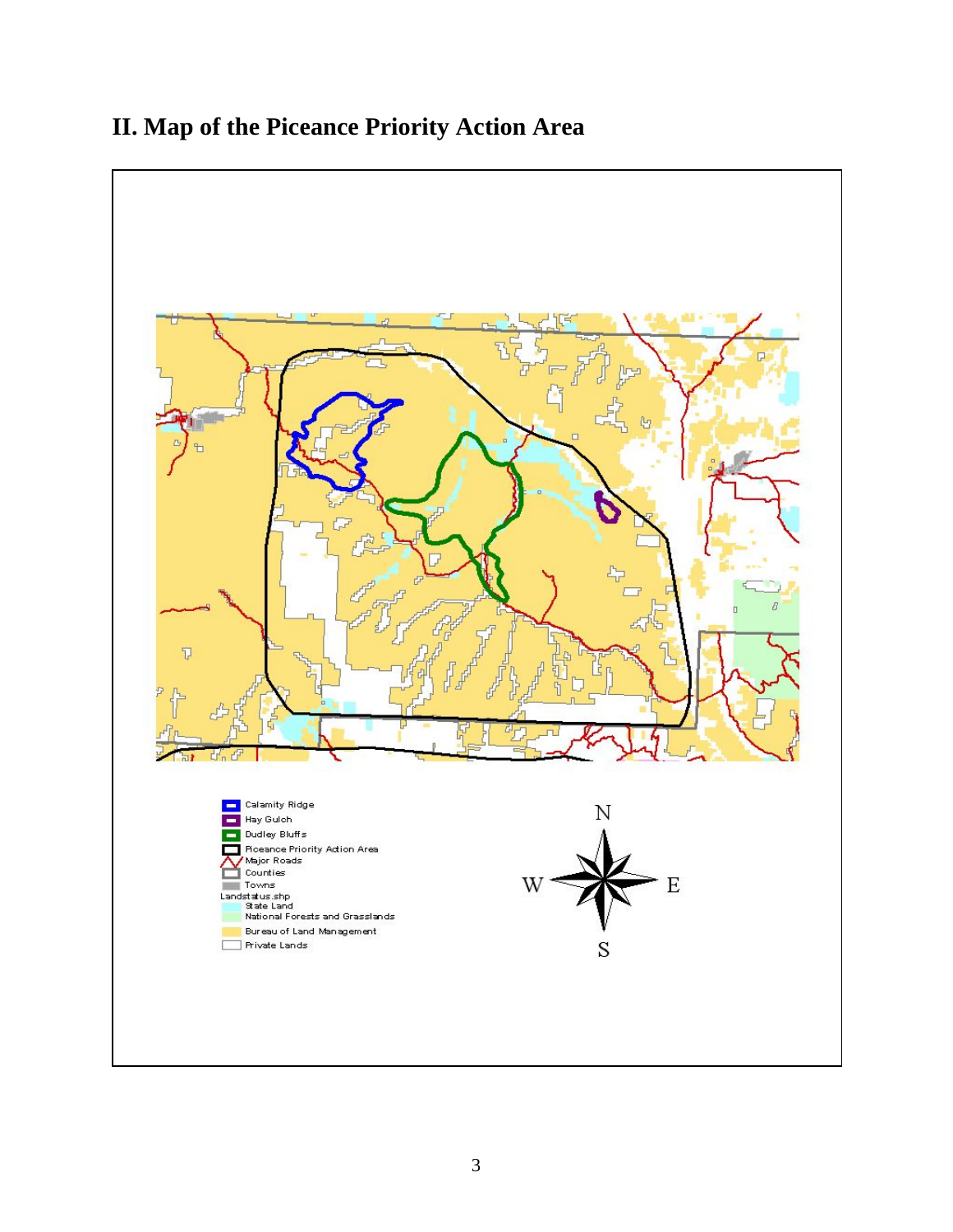## II. Map of the Piceance Priority Action Area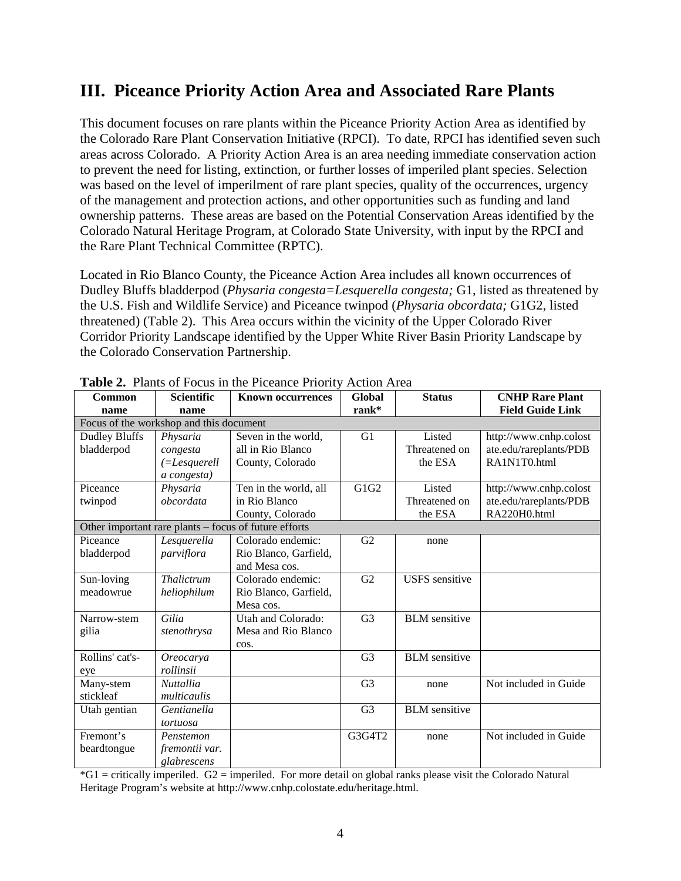## III. Piceance Priority Action Area and Associated Rare Plants

This document focuses on rare plants within the Piceance Priority Action Area as identified by the Colorado Rare Plant Conservation Initiative (RPCI). To date, RPCI has identified seven such areas across Colorado. A Priority Action Area is an area needing immediate conservation action to prevent the need for listing, extinction, or further losses of imperiled plant species. Selection was based on the level of imperilment of rare plant species, quality of the occurrences, urgency of the management and protection actions, and other opportunities such as funding and land ownership patterns. These areas are based on the Potential Conservation Areas identified by the Colorado Natural Heritage Program, at Colorado State University, with input by the RPCI and the Rare Plant Technical Committee (RPTC).

Located in Rio Blanco County, the Piceance Action Area includes all known occurrences of Dudley Bluffs bladderpod (*Physaria congesta=Lesquerella congesta;* G1, listed as threatened by the U.S. Fish and Wildlife Service) and Piceance twinpod (*Physaria obcordata;* G1G2, listed threatened) (Table 2). This Area occurs within the vicinity of the Upper Colorado River Corridor Priority Landscape identified by the Upper White River Basin Priority Landscape by the Colorado Conservation Partnership.

**Table 2.** Plants of Focus in the Piceance Priority Action Area

| Common name | Scientific name | Known occurrences | Global rank* | Status | CNHP Rare Plant Field Guide Link |
|---|---|---|---|---|---|
| Focus of the workshop and this document | | | | | |
| Dudley Bluffs bladderpod | *Physaria congesta (=Lesquerella congesta)* | Seven in the world, all in Rio Blanco County, Colorado | G1 | Listed Threatened on the ESA | http://www.cnhp.colostate.edu/rareplants/PDBRA1N1T0.html |
| Piceance twinpod | *Physaria obcordata* | Ten in the world, all in Rio Blanco County, Colorado | G1G2 | Listed Threatened on the ESA | http://www.cnhp.colostate.edu/rareplants/PDBRA220H0.html |
| Other important rare plants – focus of future efforts | | | | | |
| Piceance bladderpod | *Lesquerella parviflora* | Colorado endemic: Rio Blanco, Garfield, and Mesa cos. | G2 | none | |
| Sun-loving meadowrue | *Thalictrum heliophilum* | Colorado endemic: Rio Blanco, Garfield, Mesa cos. | G2 | USFS sensitive | |
| Narrow-stem gilia | *Gilia stenothrysa* | Utah and Colorado: Mesa and Rio Blanco cos. | G3 | BLM sensitive | |
| Rollins' cat's-eye | *Oreocarya rollinsii* | | G3 | BLM sensitive | |
| Many-stem stickleaf | *Nuttallia multicaulis* | | G3 | none | Not included in Guide |
| Utah gentian | *Gentianella tortuosa* | | G3 | BLM sensitive | |
| Fremont's beardtongue | *Penstemon fremontii var. glabrescens* | | G3G4T2 | none | Not included in Guide |

*G1 = critically imperiled. G2 = imperiled. For more detail on global ranks please visit the Colorado Natural Heritage Program's website at http://www.cnhp.colostate.edu/heritage.html.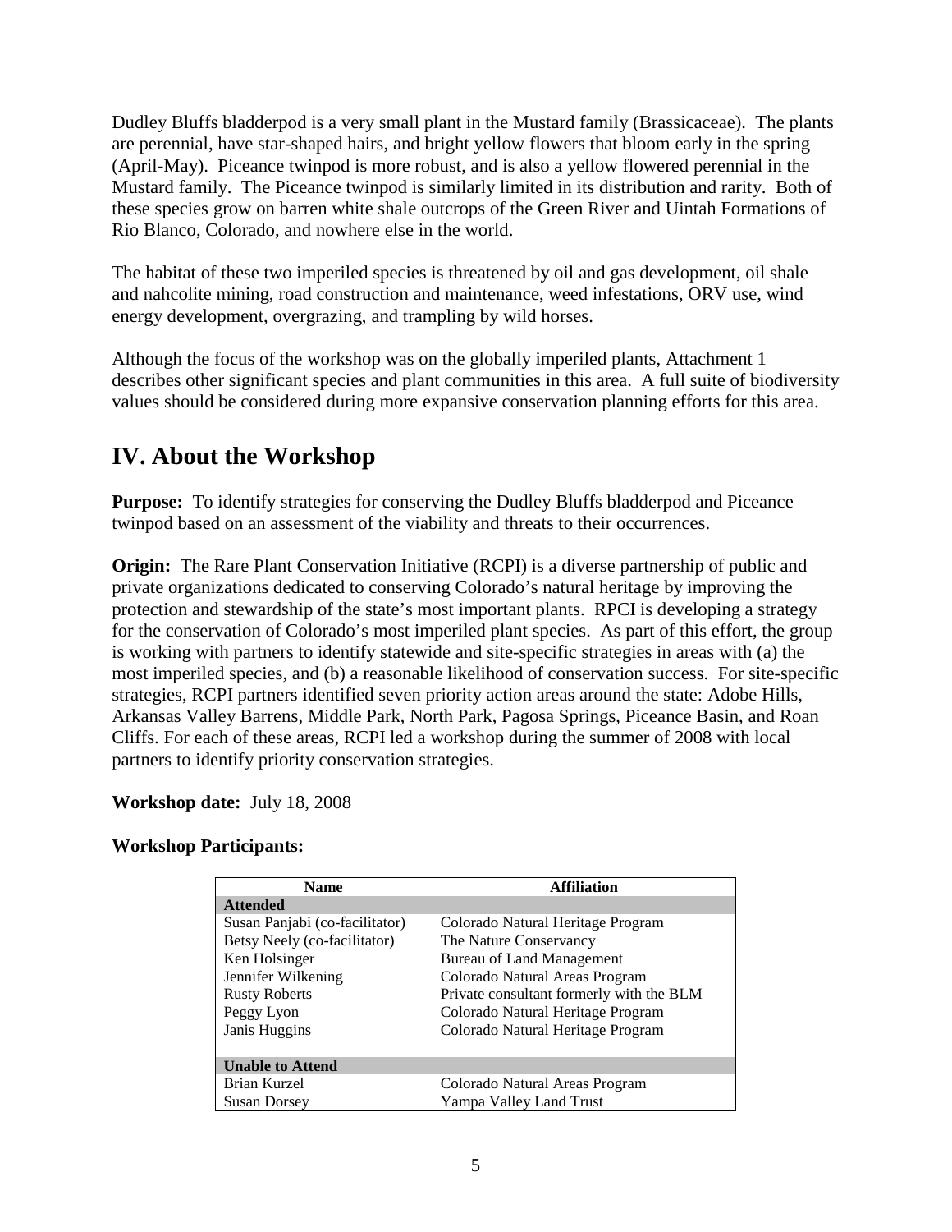Dudley Bluffs bladderpod is a very small plant in the Mustard family (Brassicaceae). The plants are perennial, have star-shaped hairs, and bright yellow flowers that bloom early in the spring (April-May). Piceance twinpod is more robust, and is also a yellow flowered perennial in the Mustard family. The Piceance twinpod is similarly limited in its distribution and rarity. Both of these species grow on barren white shale outcrops of the Green River and Uintah Formations of Rio Blanco, Colorado, and nowhere else in the world.

The habitat of these two imperiled species is threatened by oil and gas development, oil shale and nahcolite mining, road construction and maintenance, weed infestations, ORV use, wind energy development, overgrazing, and trampling by wild horses.

Although the focus of the workshop was on the globally imperiled plants, Attachment 1 describes other significant species and plant communities in this area. A full suite of biodiversity values should be considered during more expansive conservation planning efforts for this area.

# IV. About the Workshop

**Purpose:** To identify strategies for conserving the Dudley Bluffs bladderpod and Piceance twinpod based on an assessment of the viability and threats to their occurrences.

**Origin:** The Rare Plant Conservation Initiative (RCPI) is a diverse partnership of public and private organizations dedicated to conserving Colorado's natural heritage by improving the protection and stewardship of the state's most important plants. RPCI is developing a strategy for the conservation of Colorado's most imperiled plant species. As part of this effort, the group is working with partners to identify statewide and site-specific strategies in areas with (a) the most imperiled species, and (b) a reasonable likelihood of conservation success. For site-specific strategies, RCPI partners identified seven priority action areas around the state: Adobe Hills, Arkansas Valley Barrens, Middle Park, North Park, Pagosa Springs, Piceance Basin, and Roan Cliffs. For each of these areas, RCPI led a workshop during the summer of 2008 with local partners to identify priority conservation strategies.

**Workshop date:** July 18, 2008

**Workshop Participants:**

| Name | Affiliation |
|---|---|
| **Attended** | |
| Susan Panjabi (co-facilitator) | Colorado Natural Heritage Program |
| Betsy Neely (co-facilitator) | The Nature Conservancy |
| Ken Holsinger | Bureau of Land Management |
| Jennifer Wilkening | Colorado Natural Areas Program |
| Rusty Roberts | Private consultant formerly with the BLM |
| Peggy Lyon | Colorado Natural Heritage Program |
| Janis Huggins | Colorado Natural Heritage Program |
| **Unable to Attend** | |
| Brian Kurzel | Colorado Natural Areas Program |
| Susan Dorsey | Yampa Valley Land Trust |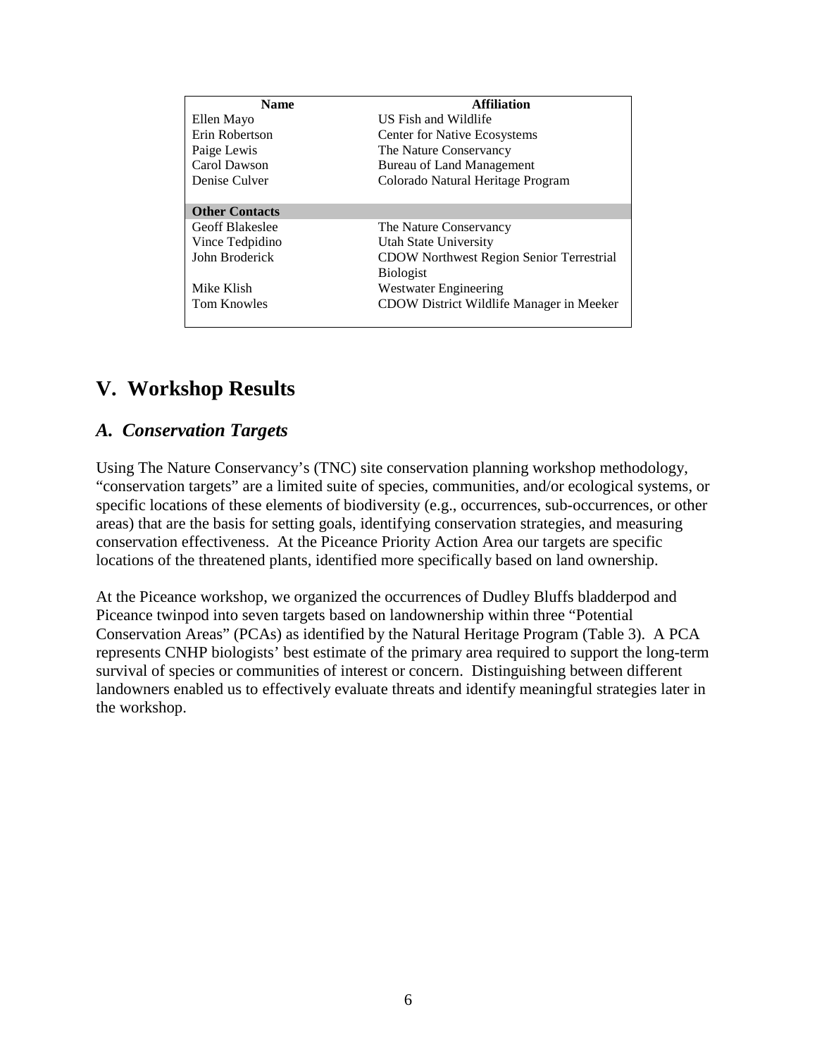| Name | Affiliation |
| --- | --- |
| Ellen Mayo | US Fish and Wildlife |
| Erin Robertson | Center for Native Ecosystems |
| Paige Lewis | The Nature Conservancy |
| Carol Dawson | Bureau of Land Management |
| Denise Culver | Colorado Natural Heritage Program |
| **Other Contacts** | |
| Geoff Blakeslee | The Nature Conservancy |
| Vince Tedpidino | Utah State University |
| John Broderick | CDOW Northwest Region Senior Terrestrial Biologist |
| Mike Klish | Westwater Engineering |
| Tom Knowles | CDOW District Wildlife Manager in Meeker |

# V. Workshop Results

## *A. Conservation Targets*

Using The Nature Conservancy's (TNC) site conservation planning workshop methodology, "conservation targets" are a limited suite of species, communities, and/or ecological systems, or specific locations of these elements of biodiversity (e.g., occurrences, sub-occurrences, or other areas) that are the basis for setting goals, identifying conservation strategies, and measuring conservation effectiveness. At the Piceance Priority Action Area our targets are specific locations of the threatened plants, identified more specifically based on land ownership.

At the Piceance workshop, we organized the occurrences of Dudley Bluffs bladderpod and Piceance twinpod into seven targets based on landownership within three "Potential Conservation Areas" (PCAs) as identified by the Natural Heritage Program (Table 3). A PCA represents CNHP biologists' best estimate of the primary area required to support the long-term survival of species or communities of interest or concern. Distinguishing between different landowners enabled us to effectively evaluate threats and identify meaningful strategies later in the workshop.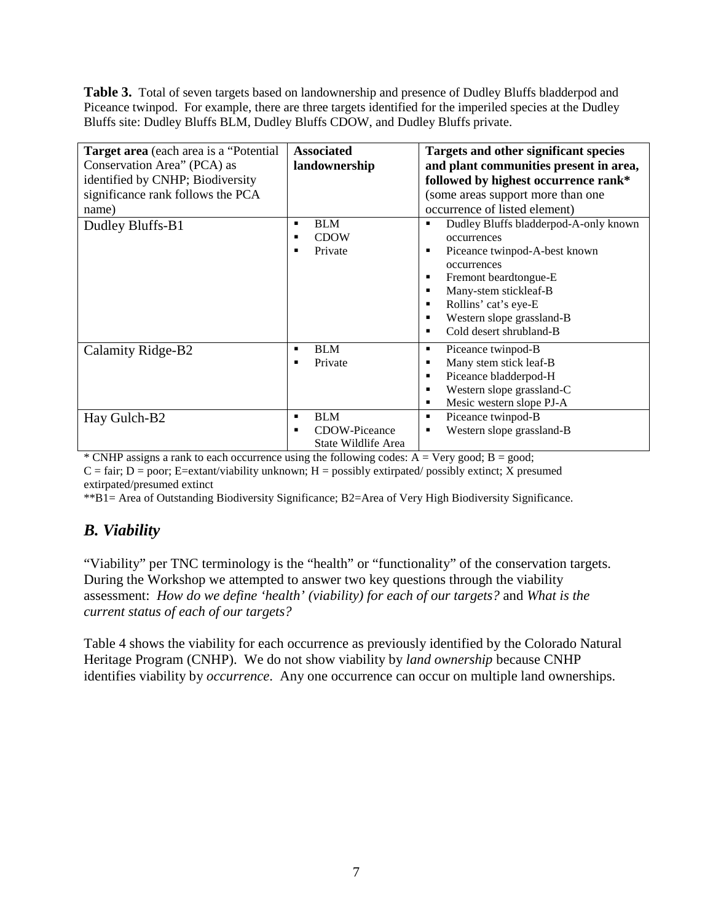**Table 3.** Total of seven targets based on landownership and presence of Dudley Bluffs bladderpod and Piceance twinpod. For example, there are three targets identified for the imperiled species at the Dudley Bluffs site: Dudley Bluffs BLM, Dudley Bluffs CDOW, and Dudley Bluffs private.

| **Target area** (each area is a "Potential Conservation Area" (PCA) as identified by CNHP; Biodiversity significance rank follows the PCA name) | **Associated landownership** | **Targets and other significant species and plant communities present in area, followed by highest occurrence rank*** (some areas support more than one occurrence of listed element) |
|---|---|---|
| Dudley Bluffs-B1 | ▪ BLM<br>▪ CDOW<br>▪ Private | ▪ Dudley Bluffs bladderpod-A-only known occurrences<br>▪ Piceance twinpod-A-best known occurrences<br>▪ Fremont beardtongue-E<br>▪ Many-stem stickleaf-B<br>▪ Rollins' cat's eye-E<br>▪ Western slope grassland-B<br>▪ Cold desert shrubland-B |
| Calamity Ridge-B2 | ▪ BLM<br>▪ Private | ▪ Piceance twinpod-B<br>▪ Many stem stick leaf-B<br>▪ Piceance bladderpod-H<br>▪ Western slope grassland-C<br>▪ Mesic western slope PJ-A |
| Hay Gulch-B2 | ▪ BLM<br>▪ CDOW-Piceance State Wildlife Area | ▪ Piceance twinpod-B<br>▪ Western slope grassland-B |

* CNHP assigns a rank to each occurrence using the following codes: A = Very good; B = good; C = fair; D = poor; E=extant/viability unknown; H = possibly extirpated/ possibly extinct; X presumed extirpated/presumed extinct

**B1= Area of Outstanding Biodiversity Significance; B2=Area of Very High Biodiversity Significance.

## *B. Viability*

"Viability" per TNC terminology is the "health" or "functionality" of the conservation targets. During the Workshop we attempted to answer two key questions through the viability assessment: *How do we define 'health' (viability) for each of our targets?* and *What is the current status of each of our targets?*

Table 4 shows the viability for each occurrence as previously identified by the Colorado Natural Heritage Program (CNHP). We do not show viability by *land ownership* because CNHP identifies viability by *occurrence*. Any one occurrence can occur on multiple land ownerships.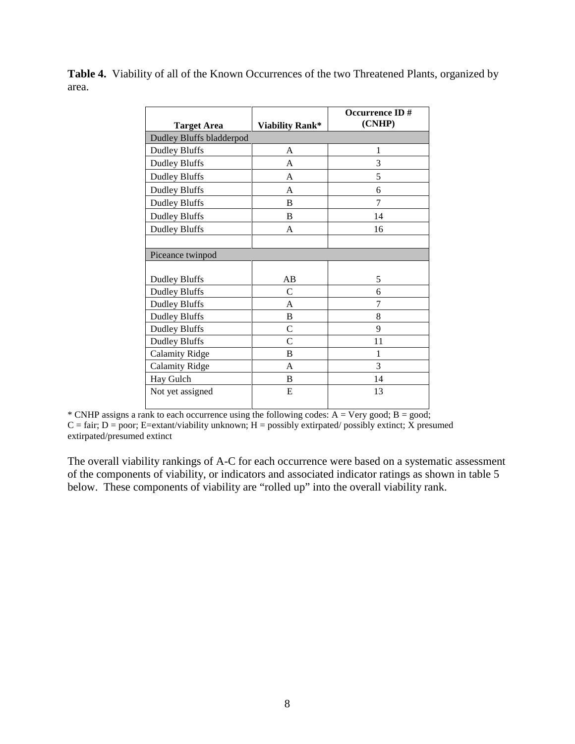**Table 4.** Viability of all of the Known Occurrences of the two Threatened Plants, organized by area.

| Target Area | Viability Rank* | Occurrence ID # (CNHP) |
|---|---|---|
| Dudley Bluffs bladderpod | | |
| Dudley Bluffs | A | 1 |
| Dudley Bluffs | A | 3 |
| Dudley Bluffs | A | 5 |
| Dudley Bluffs | A | 6 |
| Dudley Bluffs | B | 7 |
| Dudley Bluffs | B | 14 |
| Dudley Bluffs | A | 16 |
| | | |
| Piceance twinpod | | |
| Dudley Bluffs | AB | 5 |
| Dudley Bluffs | C | 6 |
| Dudley Bluffs | A | 7 |
| Dudley Bluffs | B | 8 |
| Dudley Bluffs | C | 9 |
| Dudley Bluffs | C | 11 |
| Calamity Ridge | B | 1 |
| Calamity Ridge | A | 3 |
| Hay Gulch | B | 14 |
| Not yet assigned | E | 13 |

* CNHP assigns a rank to each occurrence using the following codes: A = Very good; B = good; C = fair; D = poor; E=extant/viability unknown; H = possibly extirpated/ possibly extinct; X presumed extirpated/presumed extinct

The overall viability rankings of A-C for each occurrence were based on a systematic assessment of the components of viability, or indicators and associated indicator ratings as shown in table 5 below. These components of viability are "rolled up" into the overall viability rank.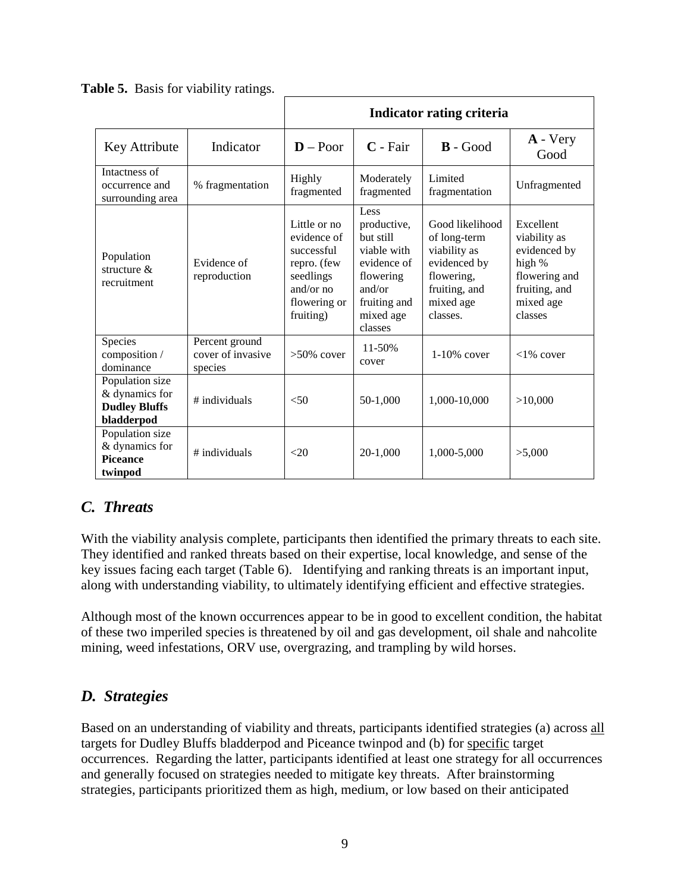**Table 5.** Basis for viability ratings.

| | | Indicator rating criteria | | | |
|---|---|---|---|---|---|
| Key Attribute | Indicator | **D** – Poor | **C** - Fair | **B** - Good | **A** - Very Good |
| Intactness of occurrence and surrounding area | % fragmentation | Highly fragmented | Moderately fragmented | Limited fragmentation | Unfragmented |
| Population structure & recruitment | Evidence of reproduction | Little or no evidence of successful repro. (few seedlings and/or no flowering or fruiting) | Less productive, but still viable with evidence of flowering and/or fruiting and mixed age classes | Good likelihood of long-term viability as evidenced by flowering, fruiting, and mixed age classes. | Excellent viability as evidenced by high % flowering and fruiting, and mixed age classes |
| Species composition / dominance | Percent ground cover of invasive species | >50% cover | 11-50% cover | 1-10% cover | <1% cover |
| Population size & dynamics for **Dudley Bluffs bladderpod** | # individuals | <50 | 50-1,000 | 1,000-10,000 | >10,000 |
| Population size & dynamics for **Piceance twinpod** | # individuals | <20 | 20-1,000 | 1,000-5,000 | >5,000 |

## *C. Threats*

With the viability analysis complete, participants then identified the primary threats to each site. They identified and ranked threats based on their expertise, local knowledge, and sense of the key issues facing each target (Table 6). Identifying and ranking threats is an important input, along with understanding viability, to ultimately identifying efficient and effective strategies.

Although most of the known occurrences appear to be in good to excellent condition, the habitat of these two imperiled species is threatened by oil and gas development, oil shale and nahcolite mining, weed infestations, ORV use, overgrazing, and trampling by wild horses.

## *D. Strategies*

Based on an understanding of viability and threats, participants identified strategies (a) across all targets for Dudley Bluffs bladderpod and Piceance twinpod and (b) for specific target occurrences. Regarding the latter, participants identified at least one strategy for all occurrences and generally focused on strategies needed to mitigate key threats. After brainstorming strategies, participants prioritized them as high, medium, or low based on their anticipated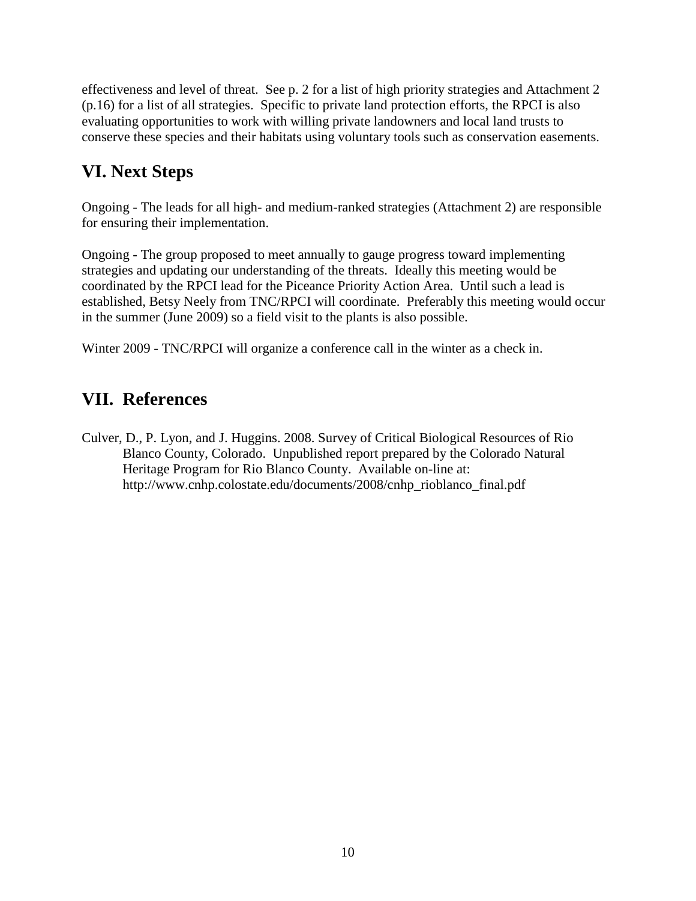effectiveness and level of threat. See p. 2 for a list of high priority strategies and Attachment 2 (p.16) for a list of all strategies. Specific to private land protection efforts, the RPCI is also evaluating opportunities to work with willing private landowners and local land trusts to conserve these species and their habitats using voluntary tools such as conservation easements.

## VI. Next Steps

Ongoing - The leads for all high- and medium-ranked strategies (Attachment 2) are responsible for ensuring their implementation.

Ongoing - The group proposed to meet annually to gauge progress toward implementing strategies and updating our understanding of the threats. Ideally this meeting would be coordinated by the RPCI lead for the Piceance Priority Action Area. Until such a lead is established, Betsy Neely from TNC/RPCI will coordinate. Preferably this meeting would occur in the summer (June 2009) so a field visit to the plants is also possible.

Winter 2009 - TNC/RPCI will organize a conference call in the winter as a check in.

## VII. References

Culver, D., P. Lyon, and J. Huggins. 2008. Survey of Critical Biological Resources of Rio Blanco County, Colorado. Unpublished report prepared by the Colorado Natural Heritage Program for Rio Blanco County. Available on-line at: http://www.cnhp.colostate.edu/documents/2008/cnhp_rioblanco_final.pdf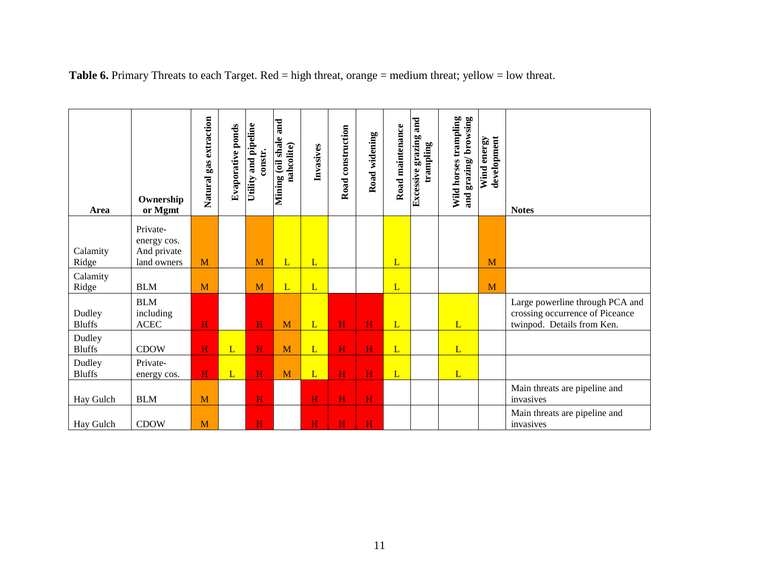**Table 6.** Primary Threats to each Target. Red = high threat, orange = medium threat; yellow = low threat.

| Area | Ownership or Mgmt | Natural gas extraction | Evaporative ponds | Utility and pipeline constr. | Mining (oil shale and nahcolite) | Invasives | Road construction | Road widening | Road maintenance | Excessive grazing and trampling | Wild horses trampling and grazing/ browsing | Wind energy development | Notes |
|---|---|---|---|---|---|---|---|---|---|---|---|---|---|
| Calamity Ridge | Private- energy cos. And private land owners | M | | M | L | L | | | L | | | M | |
| Calamity Ridge | BLM | M | | M | L | L | | | L | | | M | |
| Dudley Bluffs | BLM including ACEC | H | | H | M | L | H | H | L | | L | | Large powerline through PCA and crossing occurrence of Piceance twinpod. Details from Ken. |
| Dudley Bluffs | CDOW | H | L | H | M | L | H | H | L | | L | | |
| Dudley Bluffs | Private- energy cos. | H | L | H | M | L | H | H | L | | L | | |
| Hay Gulch | BLM | M | | H | | H | H | H | | | | | Main threats are pipeline and invasives |
| Hay Gulch | CDOW | M | | H | | H | H | H | | | | | Main threats are pipeline and invasives |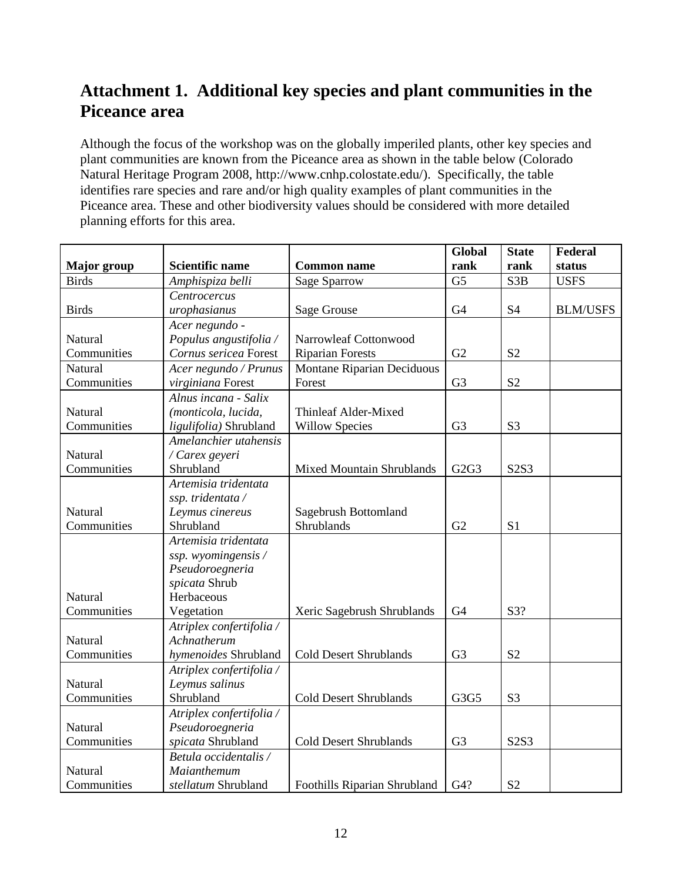## Attachment 1. Additional key species and plant communities in the Piceance area

Although the focus of the workshop was on the globally imperiled plants, other key species and plant communities are known from the Piceance area as shown in the table below (Colorado Natural Heritage Program 2008, http://www.cnhp.colostate.edu/). Specifically, the table identifies rare species and rare and/or high quality examples of plant communities in the Piceance area. These and other biodiversity values should be considered with more detailed planning efforts for this area.

| Major group | Scientific name | Common name | Global rank | State rank | Federal status |
|---|---|---|---|---|---|
| Birds | *Amphispiza belli* | Sage Sparrow | G5 | S3B | USFS |
| Birds | *Centrocercus urophasianus* | Sage Grouse | G4 | S4 | BLM/USFS |
| Natural Communities | *Acer negundo - Populus angustifolia / Cornus sericea* Forest | Narrowleaf Cottonwood Riparian Forests | G2 | S2 | |
| Natural Communities | *Acer negundo / Prunus virginiana* Forest | Montane Riparian Deciduous Forest | G3 | S2 | |
| Natural Communities | *Alnus incana - Salix (monticola, lucida, ligulifolia)* Shrubland | Thinleaf Alder-Mixed Willow Species | G3 | S3 | |
| Natural Communities | *Amelanchier utahensis / Carex geyeri* Shrubland | Mixed Mountain Shrublands | G2G3 | S2S3 | |
| Natural Communities | *Artemisia tridentata ssp. tridentata / Leymus cinereus* Shrubland | Sagebrush Bottomland Shrublands | G2 | S1 | |
| Natural Communities | *Artemisia tridentata ssp. wyomingensis / Pseudoroegneria spicata* Shrub Herbaceous Vegetation | Xeric Sagebrush Shrublands | G4 | S3? | |
| Natural Communities | *Atriplex confertifolia / Achnatherum hymenoides* Shrubland | Cold Desert Shrublands | G3 | S2 | |
| Natural Communities | *Atriplex confertifolia / Leymus salinus* Shrubland | Cold Desert Shrublands | G3G5 | S3 | |
| Natural Communities | *Atriplex confertifolia / Pseudoroegneria spicata* Shrubland | Cold Desert Shrublands | G3 | S2S3 | |
| Natural Communities | *Betula occidentalis / Maianthemum stellatum* Shrubland | Foothills Riparian Shrubland | G4? | S2 | |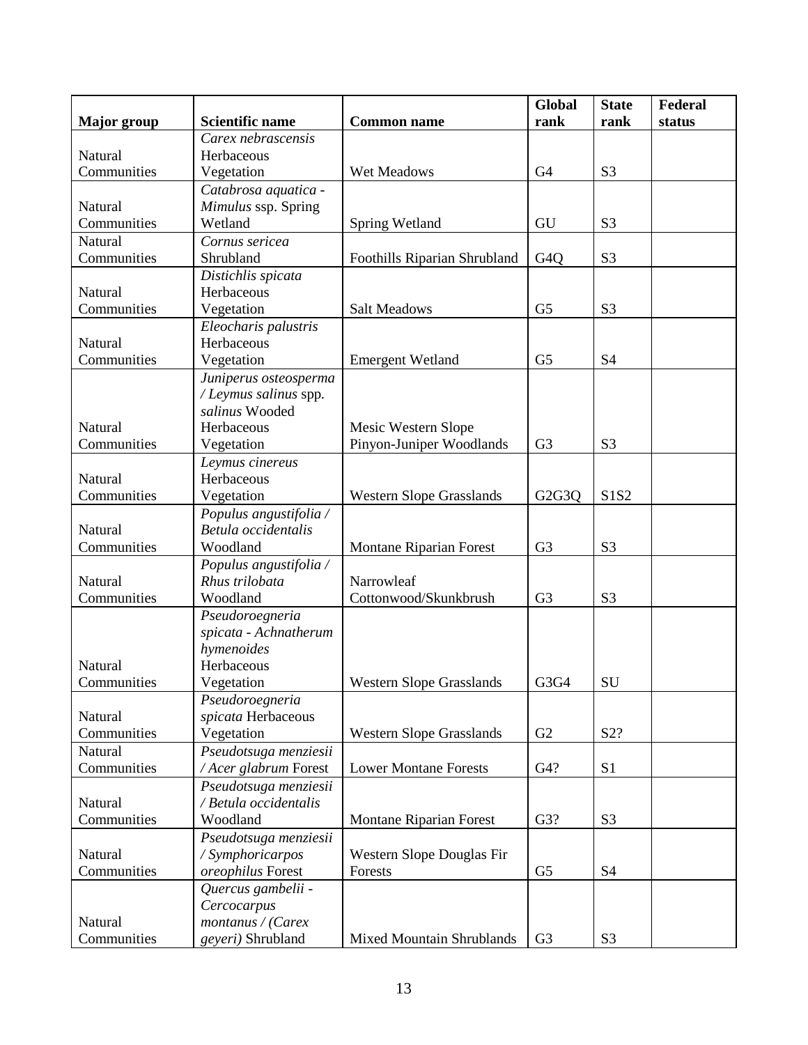| Major group | Scientific name | Common name | Global rank | State rank | Federal status |
|---|---|---|---|---|---|
| Natural Communities | *Carex nebrascensis* Herbaceous Vegetation | Wet Meadows | G4 | S3 | |
| Natural Communities | *Catabrosa aquatica - Mimulus* ssp. Spring Wetland | Spring Wetland | GU | S3 | |
| Natural Communities | *Cornus sericea* Shrubland | Foothills Riparian Shrubland | G4Q | S3 | |
| Natural Communities | *Distichlis spicata* Herbaceous Vegetation | Salt Meadows | G5 | S3 | |
| Natural Communities | *Eleocharis palustris* Herbaceous Vegetation | Emergent Wetland | G5 | S4 | |
| Natural Communities | *Juniperus osteosperma / Leymus salinus* spp. *salinus* Wooded Herbaceous Vegetation | Mesic Western Slope Pinyon-Juniper Woodlands | G3 | S3 | |
| Natural Communities | *Leymus cinereus* Herbaceous Vegetation | Western Slope Grasslands | G2G3Q | S1S2 | |
| Natural Communities | *Populus angustifolia / Betula occidentalis* Woodland | Montane Riparian Forest | G3 | S3 | |
| Natural Communities | *Populus angustifolia / Rhus trilobata* Woodland | Narrowleaf Cottonwood/Skunkbrush | G3 | S3 | |
| Natural Communities | *Pseudoroegneria spicata - Achnatherum hymenoides* Herbaceous Vegetation | Western Slope Grasslands | G3G4 | SU | |
| Natural Communities | *Pseudoroegneria spicata* Herbaceous Vegetation | Western Slope Grasslands | G2 | S2? | |
| Natural Communities | *Pseudotsuga menziesii / Acer glabrum* Forest | Lower Montane Forests | G4? | S1 | |
| Natural Communities | *Pseudotsuga menziesii / Betula occidentalis* Woodland | Montane Riparian Forest | G3? | S3 | |
| Natural Communities | *Pseudotsuga menziesii / Symphoricarpos oreophilus* Forest | Western Slope Douglas Fir Forests | G5 | S4 | |
| Natural Communities | *Quercus gambelii - Cercocarpus montanus / (Carex geyeri)* Shrubland | Mixed Mountain Shrublands | G3 | S3 | |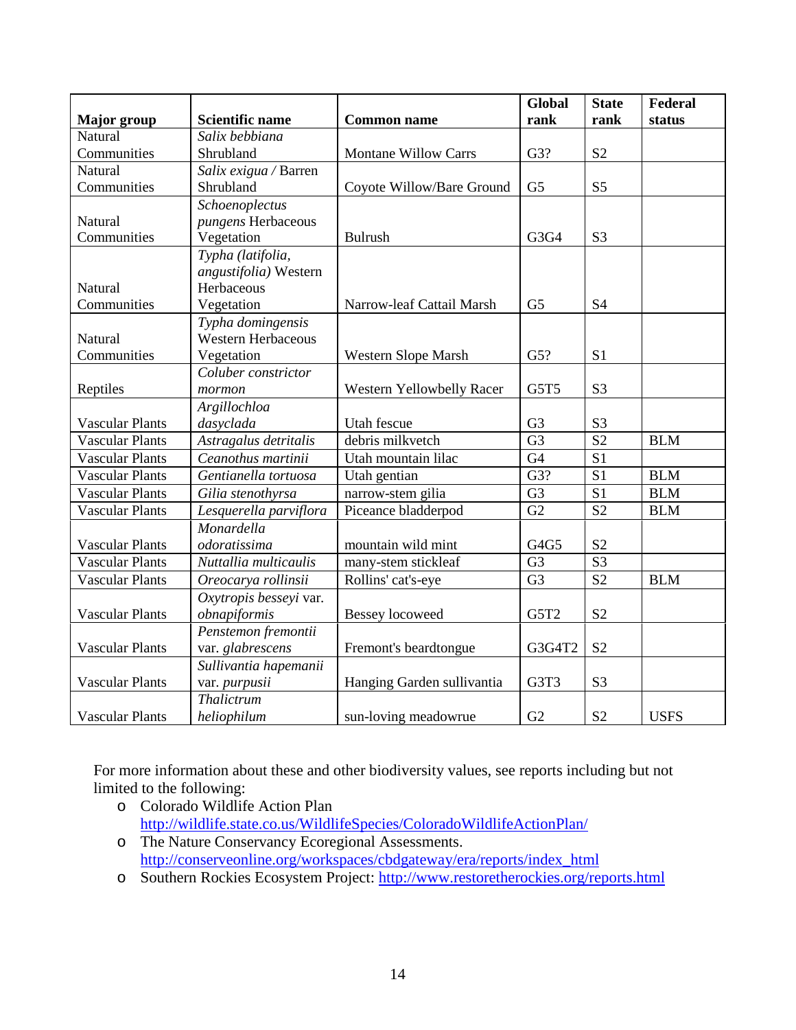| Major group | Scientific name | Common name | Global rank | State rank | Federal status |
|---|---|---|---|---|---|
| Natural Communities | *Salix bebbiana* Shrubland | Montane Willow Carrs | G3? | S2 | |
| Natural Communities | *Salix exigua* / Barren Shrubland | Coyote Willow/Bare Ground | G5 | S5 | |
| Natural Communities | *Schoenoplectus pungens* Herbaceous Vegetation | Bulrush | G3G4 | S3 | |
| Natural Communities | *Typha (latifolia, angustifolia)* Western Herbaceous Vegetation | Narrow-leaf Cattail Marsh | G5 | S4 | |
| Natural Communities | *Typha domingensis* Western Herbaceous Vegetation | Western Slope Marsh | G5? | S1 | |
| Reptiles | *Coluber constrictor mormon* | Western Yellowbelly Racer | G5T5 | S3 | |
| Vascular Plants | *Argillochloa dasyclada* | Utah fescue | G3 | S3 | |
| Vascular Plants | *Astragalus detritalis* | debris milkvetch | G3 | S2 | BLM |
| Vascular Plants | *Ceanothus martinii* | Utah mountain lilac | G4 | S1 | |
| Vascular Plants | *Gentianella tortuosa* | Utah gentian | G3? | S1 | BLM |
| Vascular Plants | *Gilia stenothyrsa* | narrow-stem gilia | G3 | S1 | BLM |
| Vascular Plants | *Lesquerella parviflora* | Piceance bladderpod | G2 | S2 | BLM |
| Vascular Plants | *Monardella odoratissima* | mountain wild mint | G4G5 | S2 | |
| Vascular Plants | *Nuttallia multicaulis* | many-stem stickleaf | G3 | S3 | |
| Vascular Plants | *Oreocarya rollinsii* | Rollins' cat's-eye | G3 | S2 | BLM |
| Vascular Plants | *Oxytropis besseyi* var. *obnapiformis* | Bessey locoweed | G5T2 | S2 | |
| Vascular Plants | *Penstemon fremontii* var. *glabrescens* | Fremont's beardtongue | G3G4T2 | S2 | |
| Vascular Plants | *Sullivantia hapemanii* var. *purpusii* | Hanging Garden sullivantia | G3T3 | S3 | |
| Vascular Plants | *Thalictrum heliophilum* | sun-loving meadowrue | G2 | S2 | USFS |

For more information about these and other biodiversity values, see reports including but not limited to the following:

- Colorado Wildlife Action Plan http://wildlife.state.co.us/WildlifeSpecies/ColoradoWildlifeActionPlan/
- The Nature Conservancy Ecoregional Assessments. http://conserveonline.org/workspaces/cbdgateway/era/reports/index_html
- Southern Rockies Ecosystem Project: http://www.restoretherockies.org/reports.html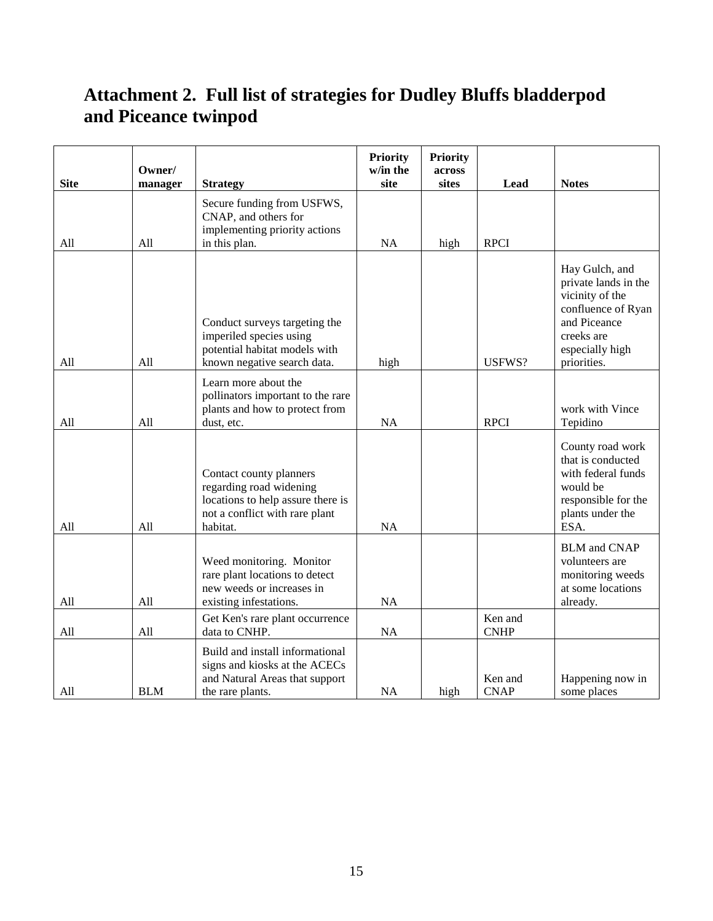# Attachment 2. Full list of strategies for Dudley Bluffs bladderpod and Piceance twinpod

| Site | Owner/ manager | Strategy | Priority w/in the site | Priority across sites | Lead | Notes |
|---|---|---|---|---|---|---|
| All | All | Secure funding from USFWS, CNAP, and others for implementing priority actions in this plan. | NA | high | RPCI | |
| All | All | Conduct surveys targeting the imperiled species using potential habitat models with known negative search data. | high | | USFWS? | Hay Gulch, and private lands in the vicinity of the confluence of Ryan and Piceance creeks are especially high priorities. |
| All | All | Learn more about the pollinators important to the rare plants and how to protect from dust, etc. | NA | | RPCI | work with Vince Tepidino |
| All | All | Contact county planners regarding road widening locations to help assure there is not a conflict with rare plant habitat. | NA | | | County road work that is conducted with federal funds would be responsible for the plants under the ESA. |
| All | All | Weed monitoring. Monitor rare plant locations to detect new weeds or increases in existing infestations. | NA | | | BLM and CNAP volunteers are monitoring weeds at some locations already. |
| All | All | Get Ken's rare plant occurrence data to CNHP. | NA | | Ken and CNHP | |
| All | BLM | Build and install informational signs and kiosks at the ACECs and Natural Areas that support the rare plants. | NA | high | Ken and CNAP | Happening now in some places |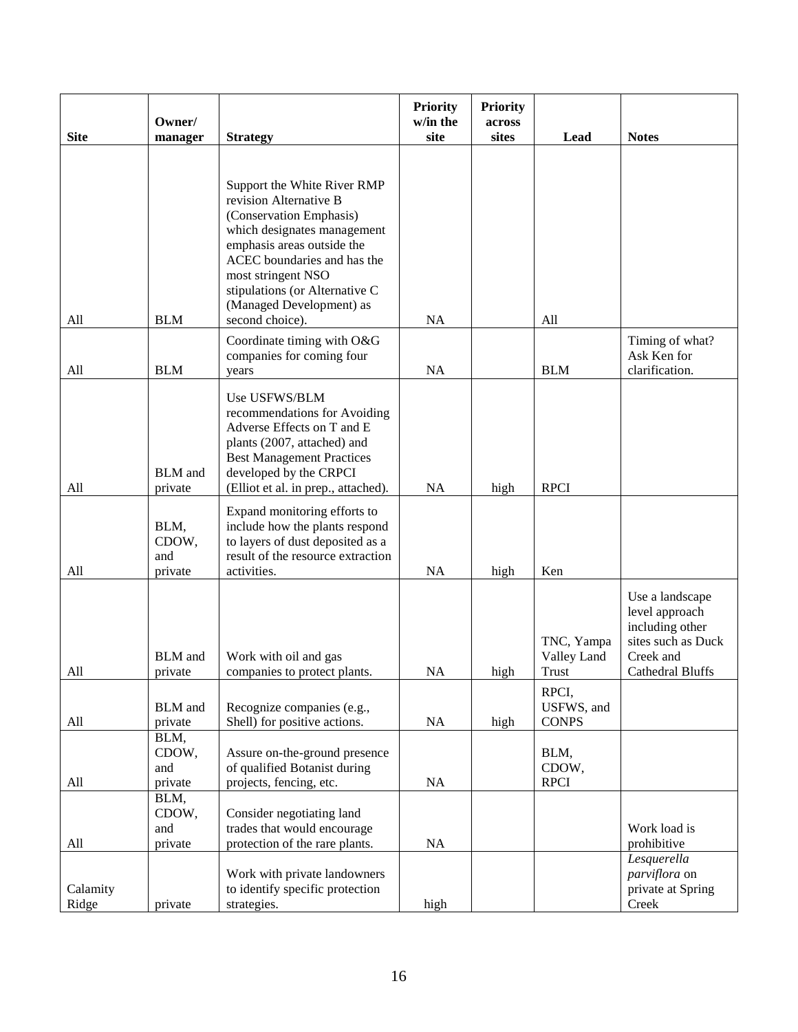| Site | Owner/ manager | Strategy | Priority w/in the site | Priority across sites | Lead | Notes |
|---|---|---|---|---|---|---|
| All | BLM | Support the White River RMP revision Alternative B (Conservation Emphasis) which designates management emphasis areas outside the ACEC boundaries and has the most stringent NSO stipulations (or Alternative C (Managed Development) as second choice). | NA | | All | |
| All | BLM | Coordinate timing with O&G companies for coming four years | NA | | BLM | Timing of what? Ask Ken for clarification. |
| All | BLM and private | Use USFWS/BLM recommendations for Avoiding Adverse Effects on T and E plants (2007, attached) and Best Management Practices developed by the CRPCI (Elliot et al. in prep., attached). | NA | high | RPCI | |
| All | BLM, CDOW, and private | Expand monitoring efforts to include how the plants respond to layers of dust deposited as a result of the resource extraction activities. | NA | high | Ken | |
| All | BLM and private | Work with oil and gas companies to protect plants. | NA | high | TNC, Yampa Valley Land Trust | Use a landscape level approach including other sites such as Duck Creek and Cathedral Bluffs |
| All | BLM and private | Recognize companies (e.g., Shell) for positive actions. | NA | high | RPCI, USFWS, and CONPS | |
| All | BLM, CDOW, and private | Assure on-the-ground presence of qualified Botanist during projects, fencing, etc. | NA | | BLM, CDOW, RPCI | |
| All | BLM, CDOW, and private | Consider negotiating land trades that would encourage protection of the rare plants. | NA | | | Work load is prohibitive |
| Calamity Ridge | private | Work with private landowners to identify specific protection strategies. | high | | | *Lesquerella parviflora* on private at Spring Creek |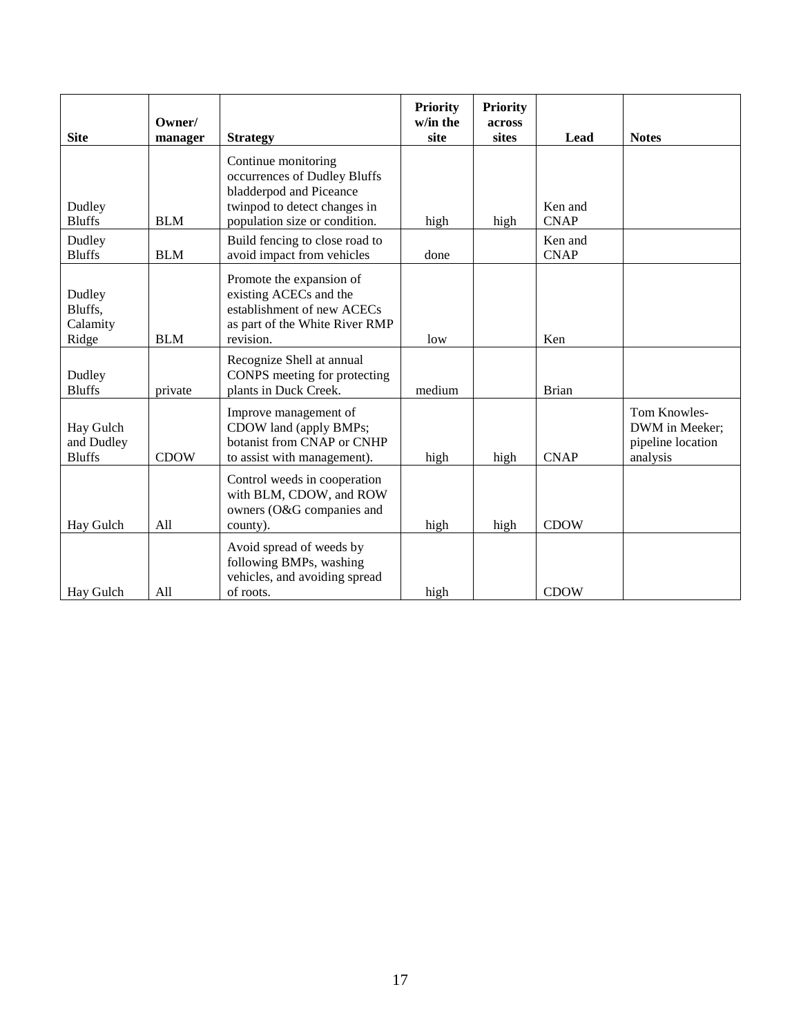| Site | Owner/ manager | Strategy | Priority w/in the site | Priority across sites | Lead | Notes |
|---|---|---|---|---|---|---|
| Dudley Bluffs | BLM | Continue monitoring occurrences of Dudley Bluffs bladderpod and Piceance twinpod to detect changes in population size or condition. | high | high | Ken and CNAP | |
| Dudley Bluffs | BLM | Build fencing to close road to avoid impact from vehicles | done | | Ken and CNAP | |
| Dudley Bluffs, Calamity Ridge | BLM | Promote the expansion of existing ACECs and the establishment of new ACECs as part of the White River RMP revision. | low | | Ken | |
| Dudley Bluffs | private | Recognize Shell at annual CONPS meeting for protecting plants in Duck Creek. | medium | | Brian | |
| Hay Gulch and Dudley Bluffs | CDOW | Improve management of CDOW land (apply BMPs; botanist from CNAP or CNHP to assist with management). | high | high | CNAP | Tom Knowles-DWM in Meeker; pipeline location analysis |
| Hay Gulch | All | Control weeds in cooperation with BLM, CDOW, and ROW owners (O&G companies and county). | high | high | CDOW | |
| Hay Gulch | All | Avoid spread of weeds by following BMPs, washing vehicles, and avoiding spread of roots. | high | | CDOW | |